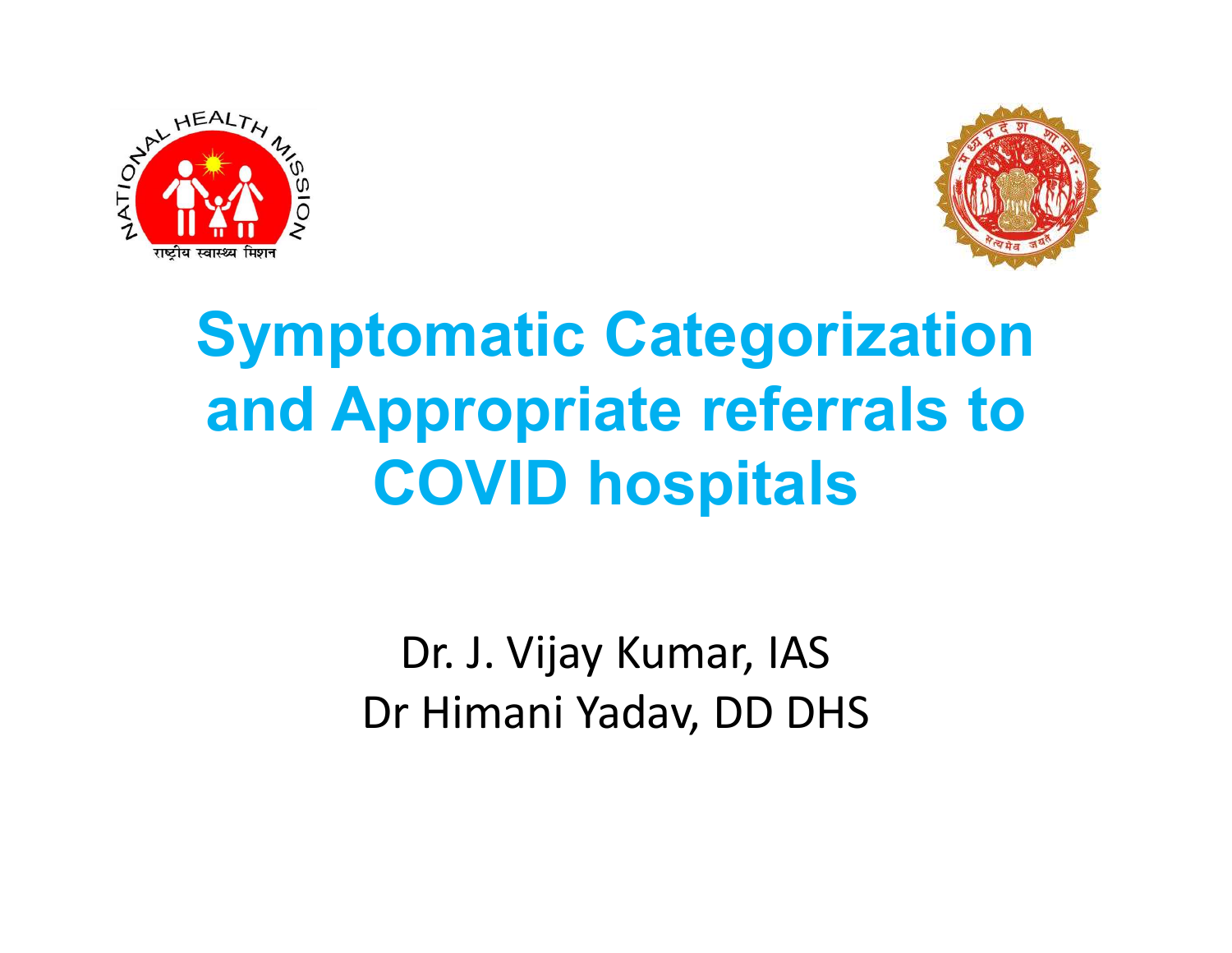# Symptomatic Categorization and Appropriate referrals to COVID hospitals

Dr. J. Vijay Kumar, IAS

Dr Himani Yadav, DD DHS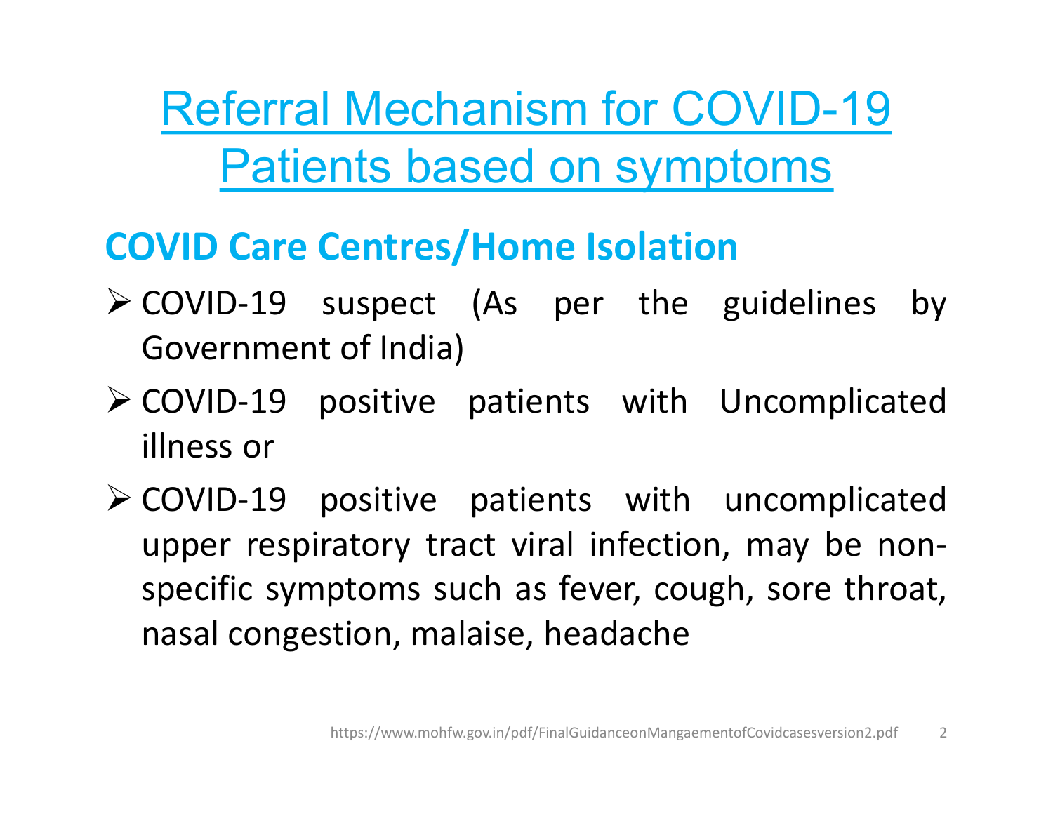# Referral Mechanism for COVID-19 Patients based on symptoms

## COVID Care Centres/Home Isolation

- COVID-19 suspect (As per the guidelines by Government of India)
- COVID-19 positive patients with Uncomplicated illness or
- COVID-19 positive patients with uncomplicated upper respiratory tract viral infection, may be non-specific symptoms such as fever, cough, sore throat, nasal congestion, malaise, headache

https://www.mohfw.gov.in/pdf/FinalGuidanceonMangaementofCovidcasesversion2.pdf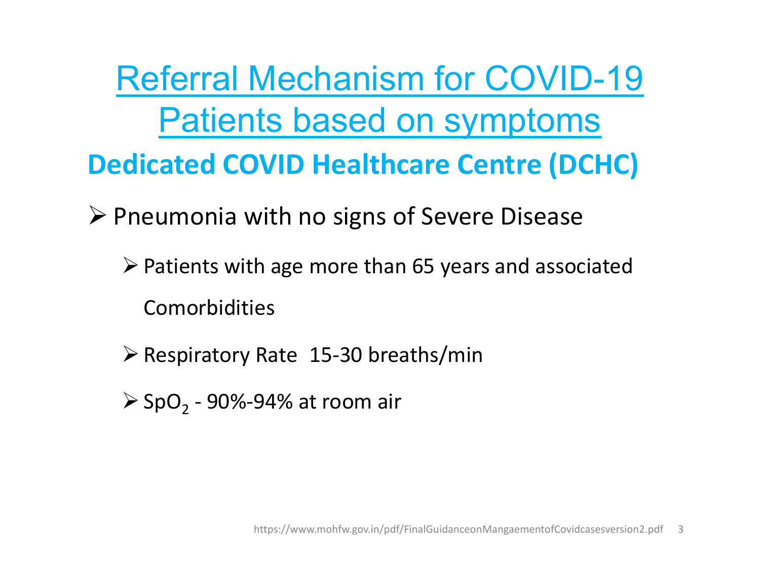# Referral Mechanism for COVID-19 Patients based on symptoms

## Dedicated COVID Healthcare Centre (DCHC)

- Pneumonia with no signs of Severe Disease
  - Patients with age more than 65 years and associated Comorbidities
  - Respiratory Rate 15-30 breaths/min
  - $SpO_2$ - 90%-94% at room air

https://www.mohfw.gov.in/pdf/FinalGuidanceonMangaementofCovidcasesversion2.pdf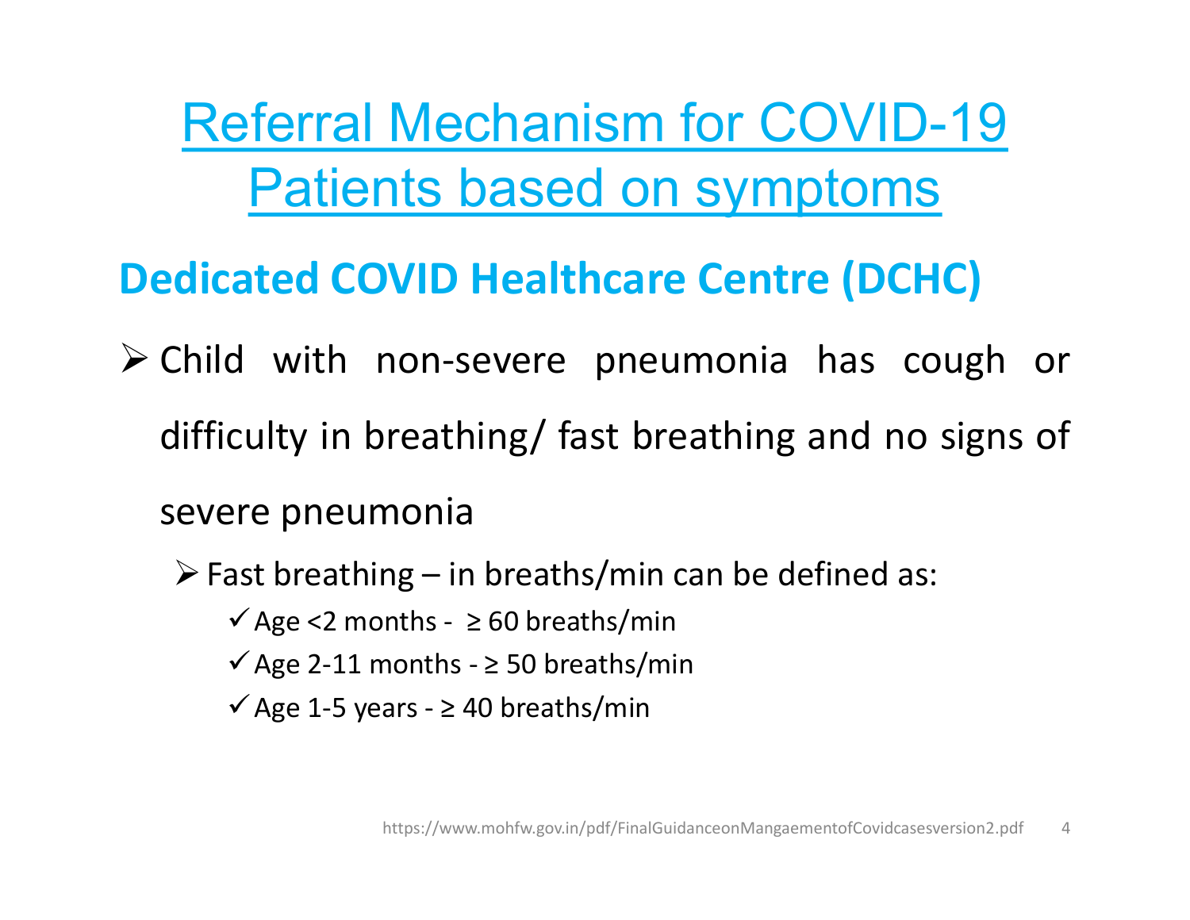# Referral Mechanism for COVID-19 Patients based on symptoms

## Dedicated COVID Healthcare Centre (DCHC)

- Child with non-severe pneumonia has cough or difficulty in breathing/ fast breathing and no signs of severe pneumonia
  - Fast breathing – in breaths/min can be defined as:
    - ✓ Age <2 months - ≥ 60 breaths/min
    - ✓ Age 2-11 months - ≥ 50 breaths/min
    - ✓ Age 1-5 years - ≥ 40 breaths/min

https://www.mohfw.gov.in/pdf/FinalGuidanceonMangaementofCovidcasesversion2.pdf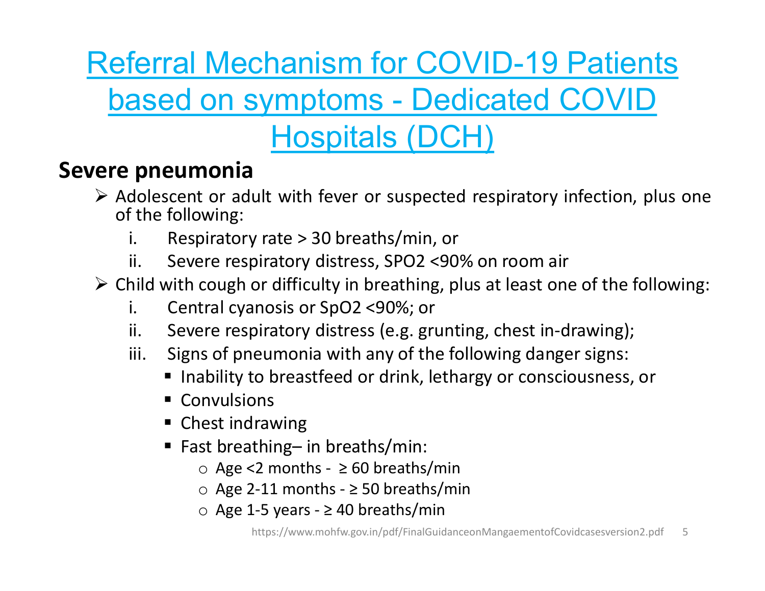# Referral Mechanism for COVID-19 Patients based on symptoms - Dedicated COVID Hospitals (DCH)

## Severe pneumonia

- Adolescent or adult with fever or suspected respiratory infection, plus one of the following:
  1. Respiratory rate > 30 breaths/min, or
  2. Severe respiratory distress, SPO2 <90% on room air
- Child with cough or difficulty in breathing, plus at least one of the following:
  1. Central cyanosis or SpO2 <90%; or
  2. Severe respiratory distress (e.g. grunting, chest in-drawing);
  3. Signs of pneumonia with any of the following danger signs:
     - Inability to breastfeed or drink, lethargy or consciousness, or
     - Convulsions
     - Chest indrawing
     - Fast breathing– in breaths/min:
       - Age <2 months - ≥ 60 breaths/min
       - Age 2-11 months - ≥ 50 breaths/min
       - Age 1-5 years - ≥ 40 breaths/min

https://www.mohfw.gov.in/pdf/FinalGuidanceonMangaementofCovidcasesversion2.pdf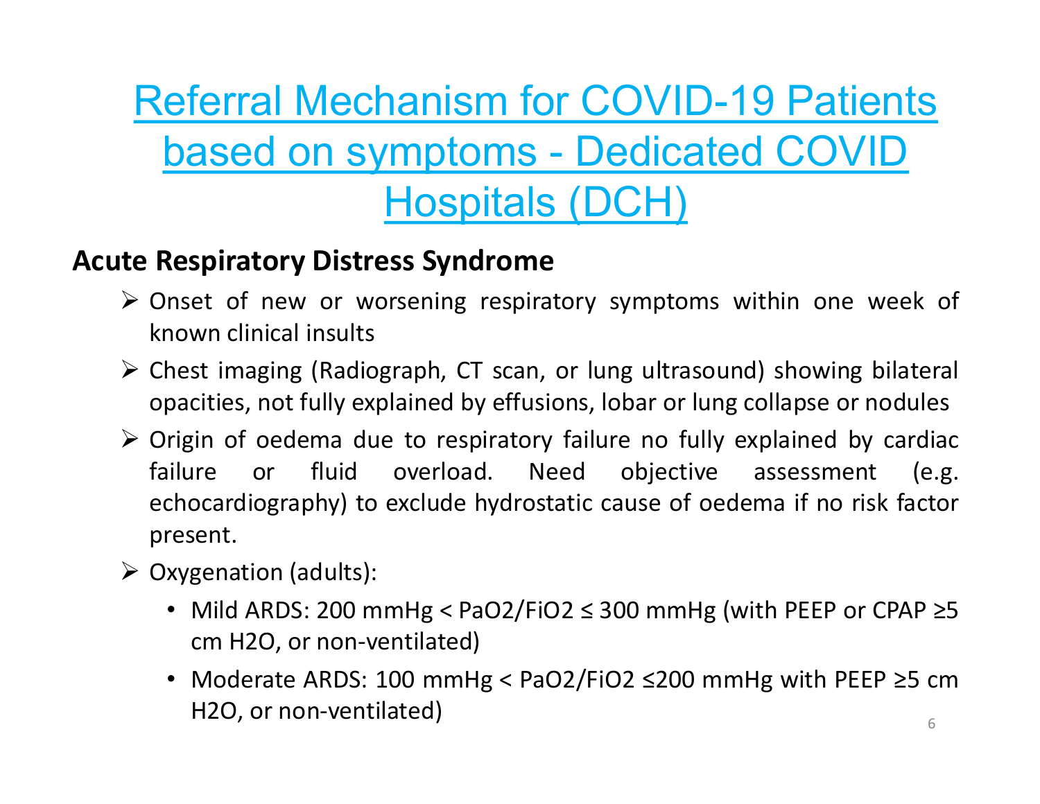# Referral Mechanism for COVID-19 Patients based on symptoms - Dedicated COVID Hospitals (DCH)

## Acute Respiratory Distress Syndrome

- Onset of new or worsening respiratory symptoms within one week of known clinical insults
- Chest imaging (Radiograph, CT scan, or lung ultrasound) showing bilateral opacities, not fully explained by effusions, lobar or lung collapse or nodules
- Origin of oedema due to respiratory failure no fully explained by cardiac failure or fluid overload. Need objective assessment (e.g. echocardiography) to exclude hydrostatic cause of oedema if no risk factor present.
- Oxygenation (adults):
  - Mild ARDS: 200 mmHg < $PaO_2/FiO_2$ ≤ 300 mmHg (with PEEP or CPAP ≥5 cm $H_2O$, or non-ventilated)
  - Moderate ARDS: 100 mmHg < $PaO_2/FiO_2$ ≤200 mmHg with PEEP ≥5 cm $H_2O$, or non-ventilated)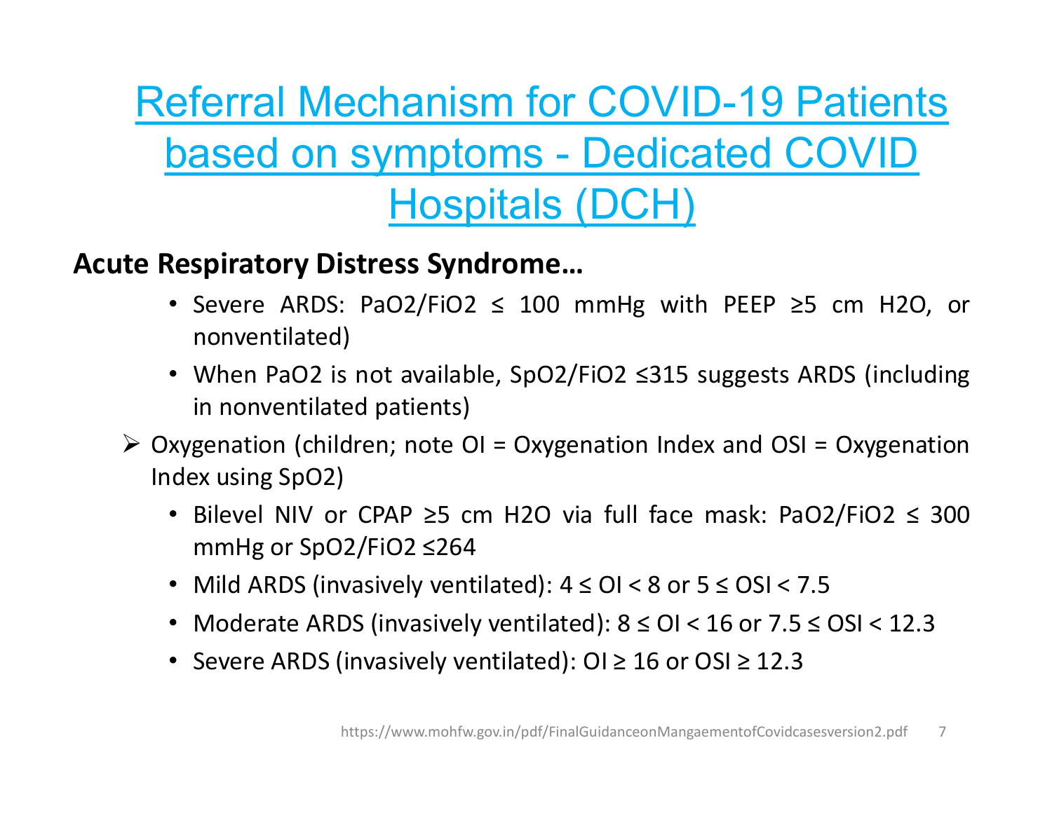# Referral Mechanism for COVID-19 Patients based on symptoms - Dedicated COVID Hospitals (DCH)

**Acute Respiratory Distress Syndrome…**

- Severe ARDS: $PaO_2/FiO_2 \leq 100$ mmHg with PEEP $\geq 5$ cm $H_2O$, or nonventilated)
- When $PaO_2$ is not available, $SpO_2/FiO_2 \leq 315$ suggests ARDS (including in nonventilated patients)

➢ Oxygenation (children; note OI = Oxygenation Index and OSI = Oxygenation Index using $SpO_2$)

- Bilevel NIV or CPAP $\geq 5$ cm $H_2O$ via full face mask: $PaO_2/FiO_2 \leq 300$ mmHg or $SpO_2/FiO_2 \leq 264$
- Mild ARDS (invasively ventilated): $4 \leq OI < 8$ or $5 \leq OSI < 7.5$
- Moderate ARDS (invasively ventilated): $8 \leq OI < 16$ or $7.5 \leq OSI < 12.3$
- Severe ARDS (invasively ventilated): $OI \geq 16$ or $OSI \geq 12.3$

https://www.mohfw.gov.in/pdf/FinalGuidanceonMangaementofCovidcasesversion2.pdf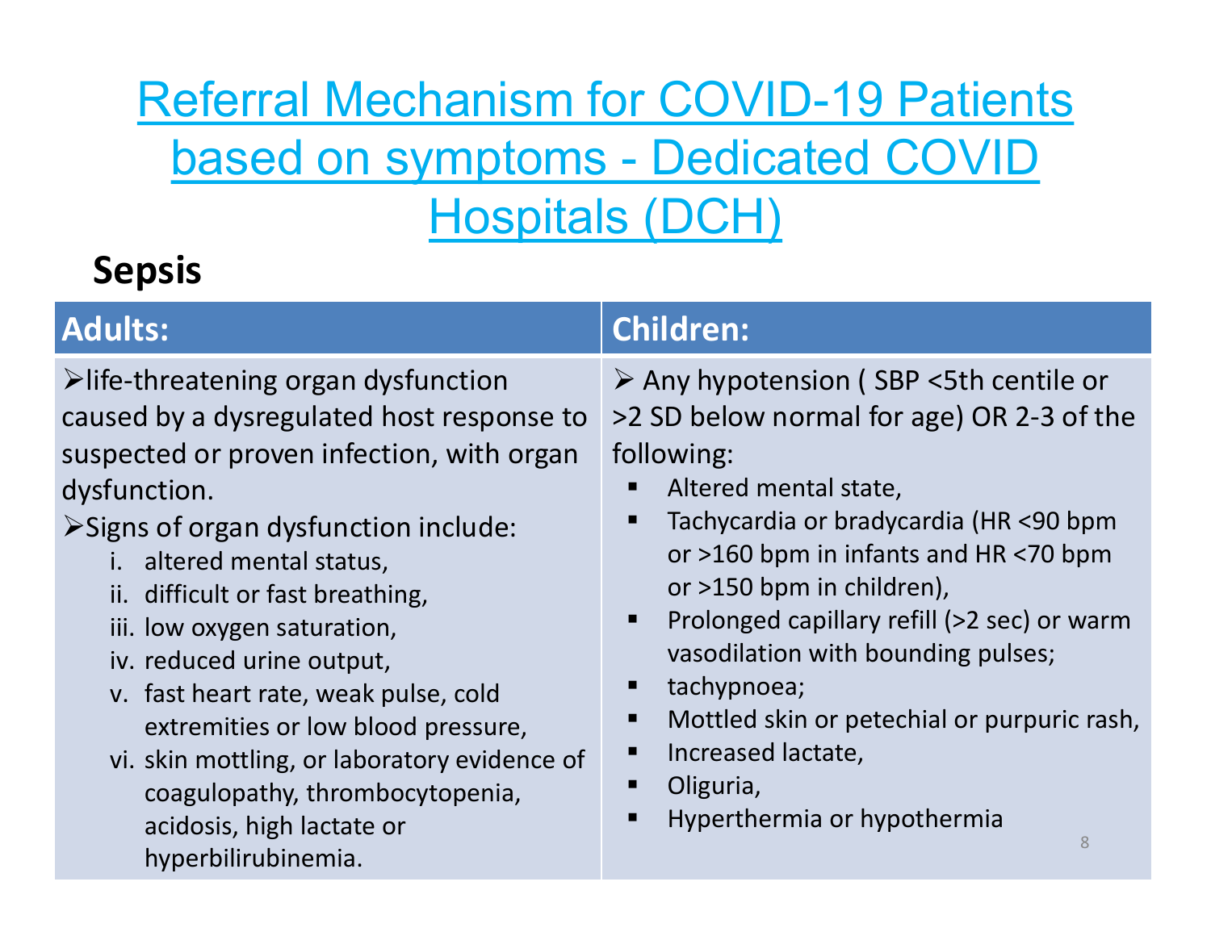# Referral Mechanism for COVID-19 Patients based on symptoms - Dedicated COVID Hospitals (DCH)

## Sepsis

| Adults: | Children: |
|---|---|
| ➢life-threatening organ dysfunction caused by a dysregulated host response to suspected or proven infection, with organ dysfunction.<br>➢Signs of organ dysfunction include:<br>i. altered mental status,<br>ii. difficult or fast breathing,<br>iii. low oxygen saturation,<br>iv. reduced urine output,<br>v. fast heart rate, weak pulse, cold extremities or low blood pressure,<br>vi. skin mottling, or laboratory evidence of coagulopathy, thrombocytopenia, acidosis, high lactate or hyperbilirubinemia. | ➢ Any hypotension ( SBP <5th centile or >2 SD below normal for age) OR 2-3 of the following:<br>▪ Altered mental state,<br>▪ Tachycardia or bradycardia (HR <90 bpm or >160 bpm in infants and HR <70 bpm or >150 bpm in children),<br>▪ Prolonged capillary refill (>2 sec) or warm vasodilation with bounding pulses;<br>▪ tachypnoea;<br>▪ Mottled skin or petechial or purpuric rash,<br>▪ Increased lactate,<br>▪ Oliguria,<br>▪ Hyperthermia or hypothermia |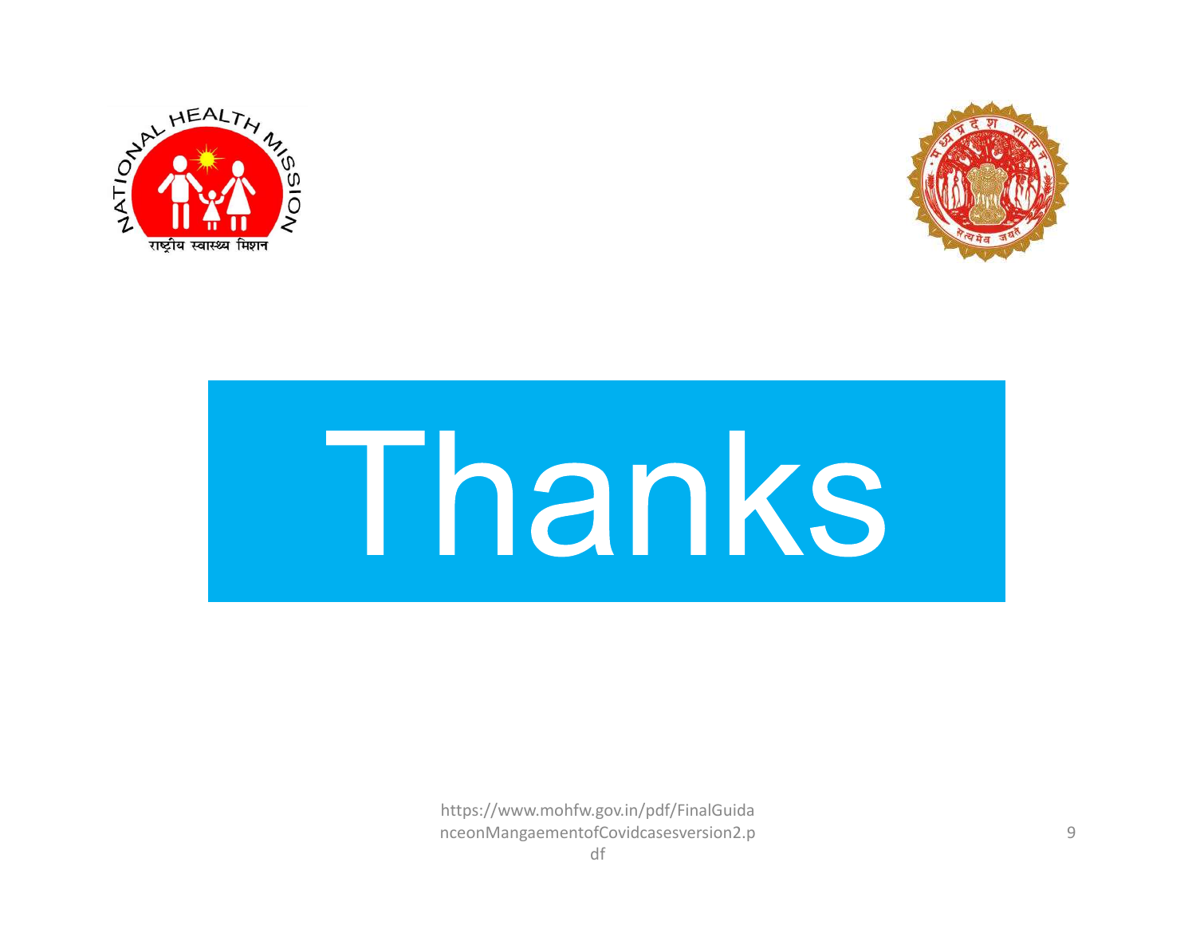# Thanks

https://www.mohfw.gov.in/pdf/FinalGuidanceonMangaementofCovidcasesversion2.pdf